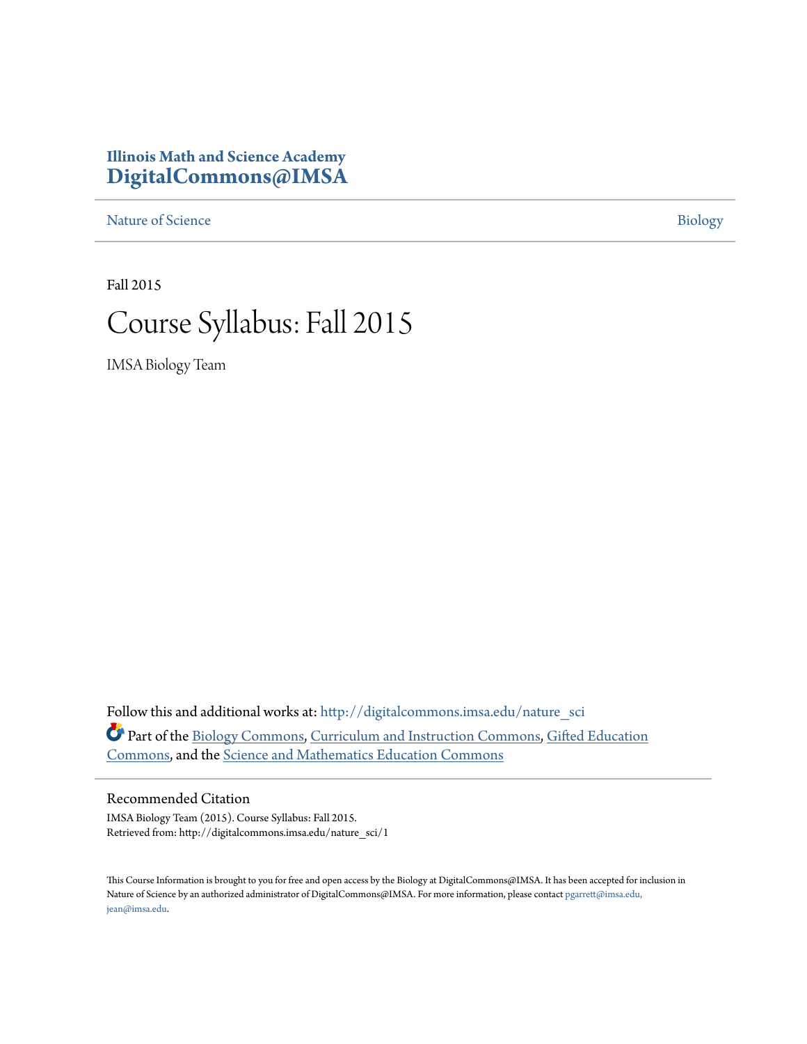**Illinois Math and Science Academy**
**DigitalCommons@IMSA**

Nature of Science | Biology

Fall 2015

# Course Syllabus: Fall 2015

IMSA Biology Team

Follow this and additional works at: http://digitalcommons.imsa.edu/nature_sci

Part of the Biology Commons, Curriculum and Instruction Commons, Gifted Education Commons, and the Science and Mathematics Education Commons

## Recommended Citation

IMSA Biology Team (2015). Course Syllabus: Fall 2015.
Retrieved from: http://digitalcommons.imsa.edu/nature_sci/1

This Course Information is brought to you for free and open access by the Biology at DigitalCommons@IMSA. It has been accepted for inclusion in Nature of Science by an authorized administrator of DigitalCommons@IMSA. For more information, please contact pgarrett@imsa.edu, jean@imsa.edu.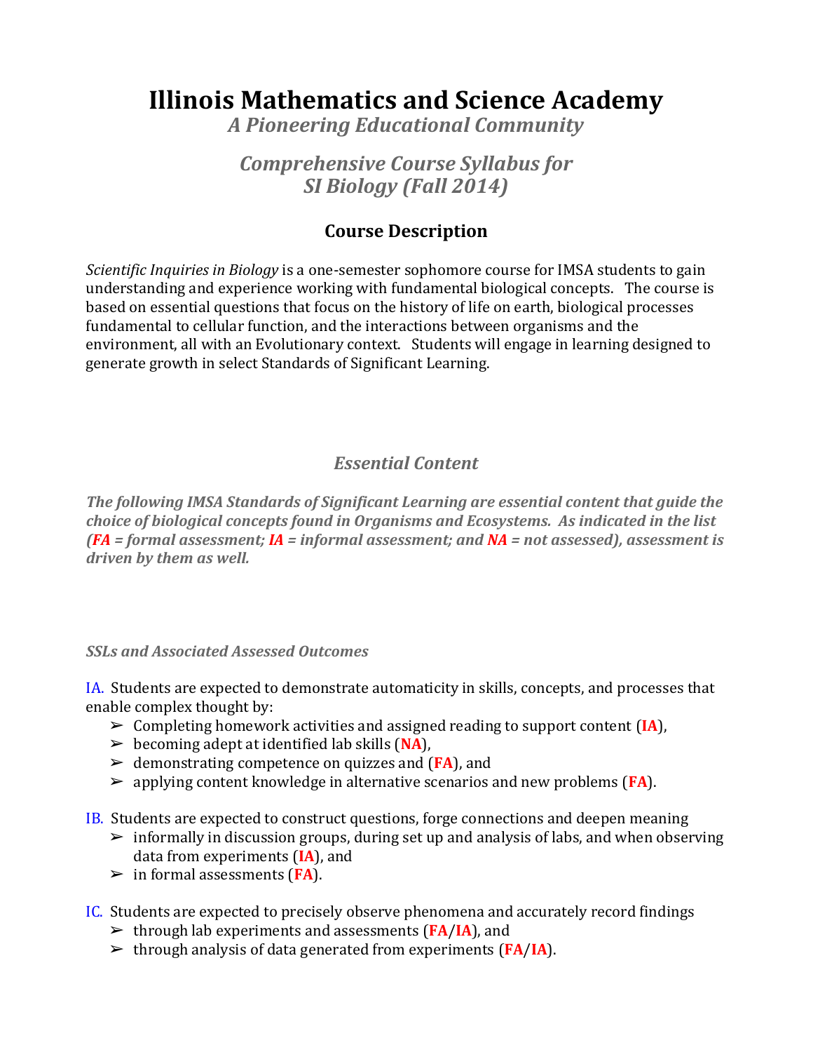# Illinois Mathematics and Science Academy

## *A Pioneering Educational Community*

## *Comprehensive Course Syllabus for SI Biology (Fall 2014)*

## Course Description

*Scientific Inquiries in Biology* is a one-semester sophomore course for IMSA students to gain understanding and experience working with fundamental biological concepts. The course is based on essential questions that focus on the history of life on earth, biological processes fundamental to cellular function, and the interactions between organisms and the environment, all with an Evolutionary context. Students will engage in learning designed to generate growth in select Standards of Significant Learning.

### *Essential Content*

***The following IMSA Standards of Significant Learning are essential content that guide the choice of biological concepts found in Organisms and Ecosystems. As indicated in the list (FA = formal assessment; IA = informal assessment; and NA = not assessed), assessment is driven by them as well.***

***SSLs and Associated Assessed Outcomes***

IA. Students are expected to demonstrate automaticity in skills, concepts, and processes that enable complex thought by:

- Completing homework activities and assigned reading to support content (**IA**),
- becoming adept at identified lab skills (**NA**),
- demonstrating competence on quizzes and (**FA**), and
- applying content knowledge in alternative scenarios and new problems (**FA**).

IB. Students are expected to construct questions, forge connections and deepen meaning

- informally in discussion groups, during set up and analysis of labs, and when observing data from experiments (**IA**), and
- in formal assessments (**FA**).

IC. Students are expected to precisely observe phenomena and accurately record findings

- through lab experiments and assessments (**FA**/**IA**), and
- through analysis of data generated from experiments (**FA**/**IA**).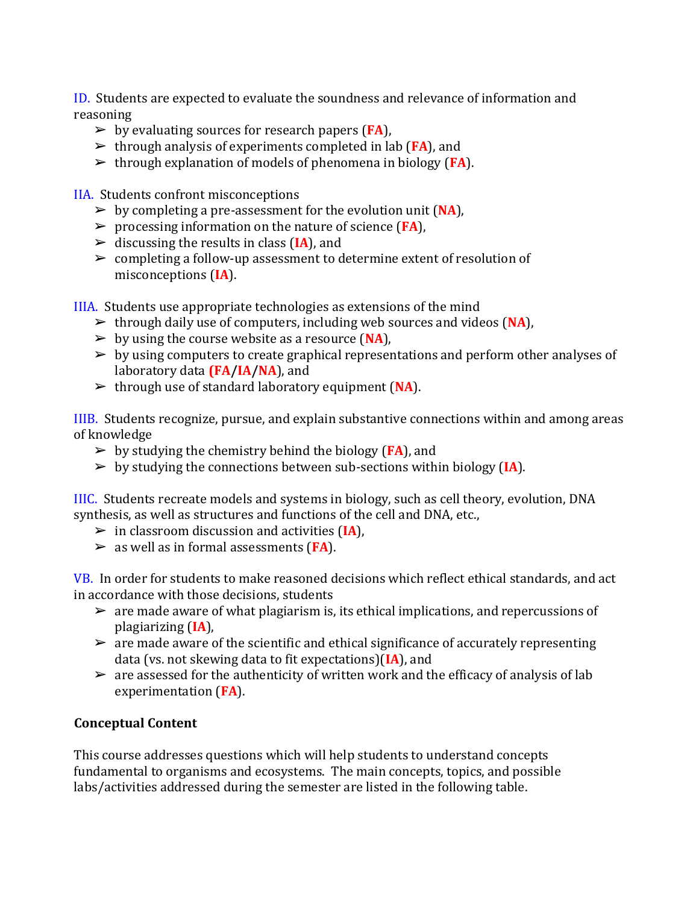ID. Students are expected to evaluate the soundness and relevance of information and reasoning

- by evaluating sources for research papers (**FA**),
- through analysis of experiments completed in lab (**FA**), and
- through explanation of models of phenomena in biology (**FA**).

IIA. Students confront misconceptions

- by completing a pre-assessment for the evolution unit (**NA**),
- processing information on the nature of science (**FA**),
- discussing the results in class (**IA**), and
- completing a follow-up assessment to determine extent of resolution of misconceptions (**IA**).

IIIA. Students use appropriate technologies as extensions of the mind

- through daily use of computers, including web sources and videos (**NA**),
- by using the course website as a resource (**NA**),
- by using computers to create graphical representations and perform other analyses of laboratory data **(FA/IA/NA**), and
- through use of standard laboratory equipment (**NA**).

IIIB. Students recognize, pursue, and explain substantive connections within and among areas of knowledge

- by studying the chemistry behind the biology (**FA**), and
- by studying the connections between sub-sections within biology (**IA**).

IIIC. Students recreate models and systems in biology, such as cell theory, evolution, DNA synthesis, as well as structures and functions of the cell and DNA, etc.,

- in classroom discussion and activities (**IA**),
- as well as in formal assessments (**FA**).

VB. In order for students to make reasoned decisions which reflect ethical standards, and act in accordance with those decisions, students

- are made aware of what plagiarism is, its ethical implications, and repercussions of plagiarizing (**IA**),
- are made aware of the scientific and ethical significance of accurately representing data (vs. not skewing data to fit expectations)(**IA**), and
- are assessed for the authenticity of written work and the efficacy of analysis of lab experimentation (**FA**).

**Conceptual Content**

This course addresses questions which will help students to understand concepts fundamental to organisms and ecosystems. The main concepts, topics, and possible labs/activities addressed during the semester are listed in the following table.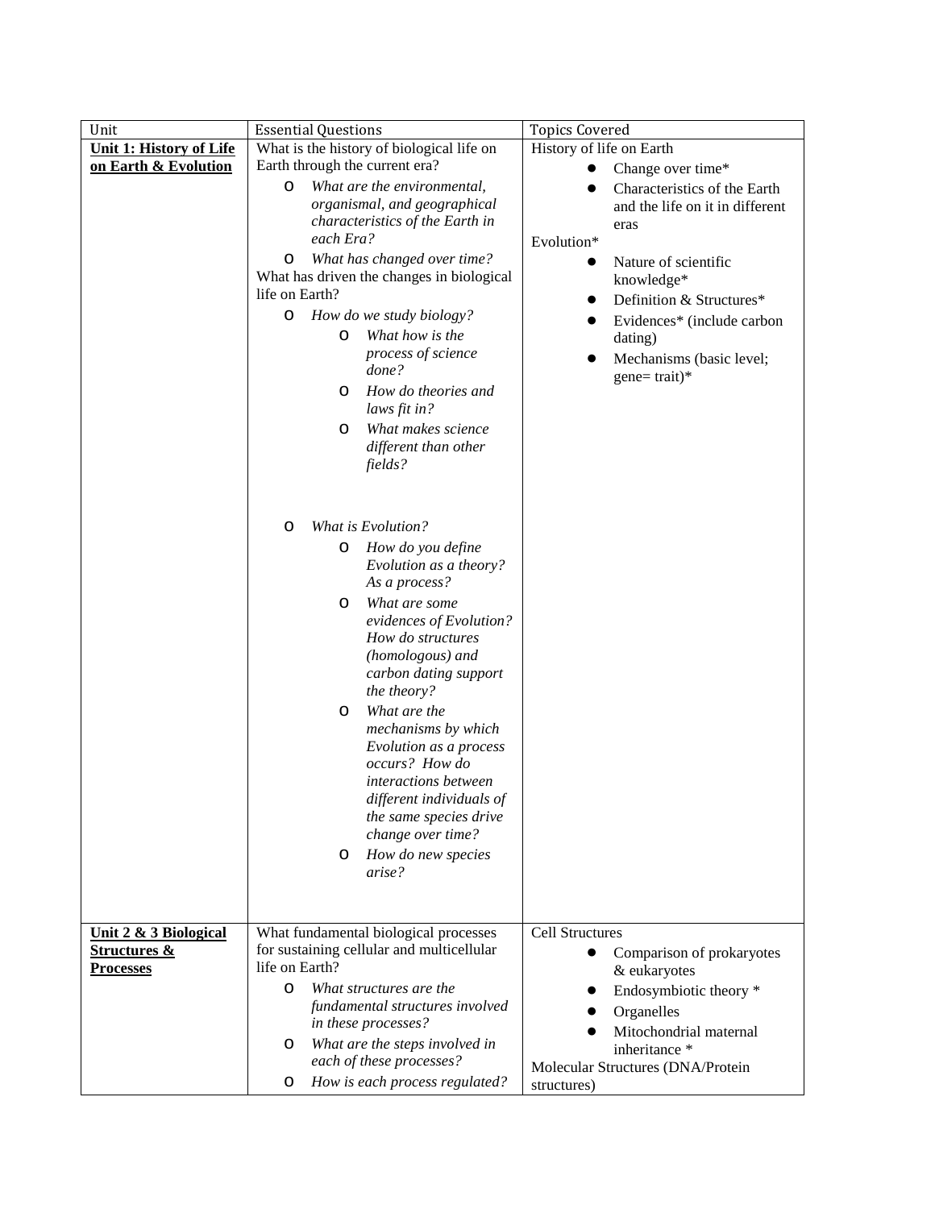| Unit | Essential Questions | Topics Covered |
| --- | --- | --- |
| **Unit 1: History of Life on Earth & Evolution** | What is the history of biological life on Earth through the current era?<br>o *What are the environmental, organismal, and geographical characteristics of the Earth in each Era?*<br>o *What has changed over time?*<br>What has driven the changes in biological life on Earth?<br>o *How do we study biology?*<br>  o *What how is the process of science done?*<br>  o *How do theories and laws fit in?*<br>  o *What makes science different than other fields?*<br>o *What is Evolution?*<br>  o *How do you define Evolution as a theory? As a process?*<br>  o *What are some evidences of Evolution? How do structures (homologous) and carbon dating support the theory?*<br>  o *What are the mechanisms by which Evolution as a process occurs? How do interactions between different individuals of the same species drive change over time?*<br>  o *How do new species arise?* | History of life on Earth<br>● Change over time*<br>● Characteristics of the Earth and the life on it in different eras<br>Evolution*<br>● Nature of scientific knowledge*<br>● Definition & Structures*<br>● Evidences* (include carbon dating)<br>● Mechanisms (basic level; gene= trait)* |
| **Unit 2 & 3 Biological Structures & Processes** | What fundamental biological processes for sustaining cellular and multicellular life on Earth?<br>o *What structures are the fundamental structures involved in these processes?*<br>o *What are the steps involved in each of these processes?*<br>o *How is each process regulated?* | Cell Structures<br>● Comparison of prokaryotes & eukaryotes<br>● Endosymbiotic theory *<br>● Organelles<br>● Mitochondrial maternal inheritance *<br>Molecular Structures (DNA/Protein structures) |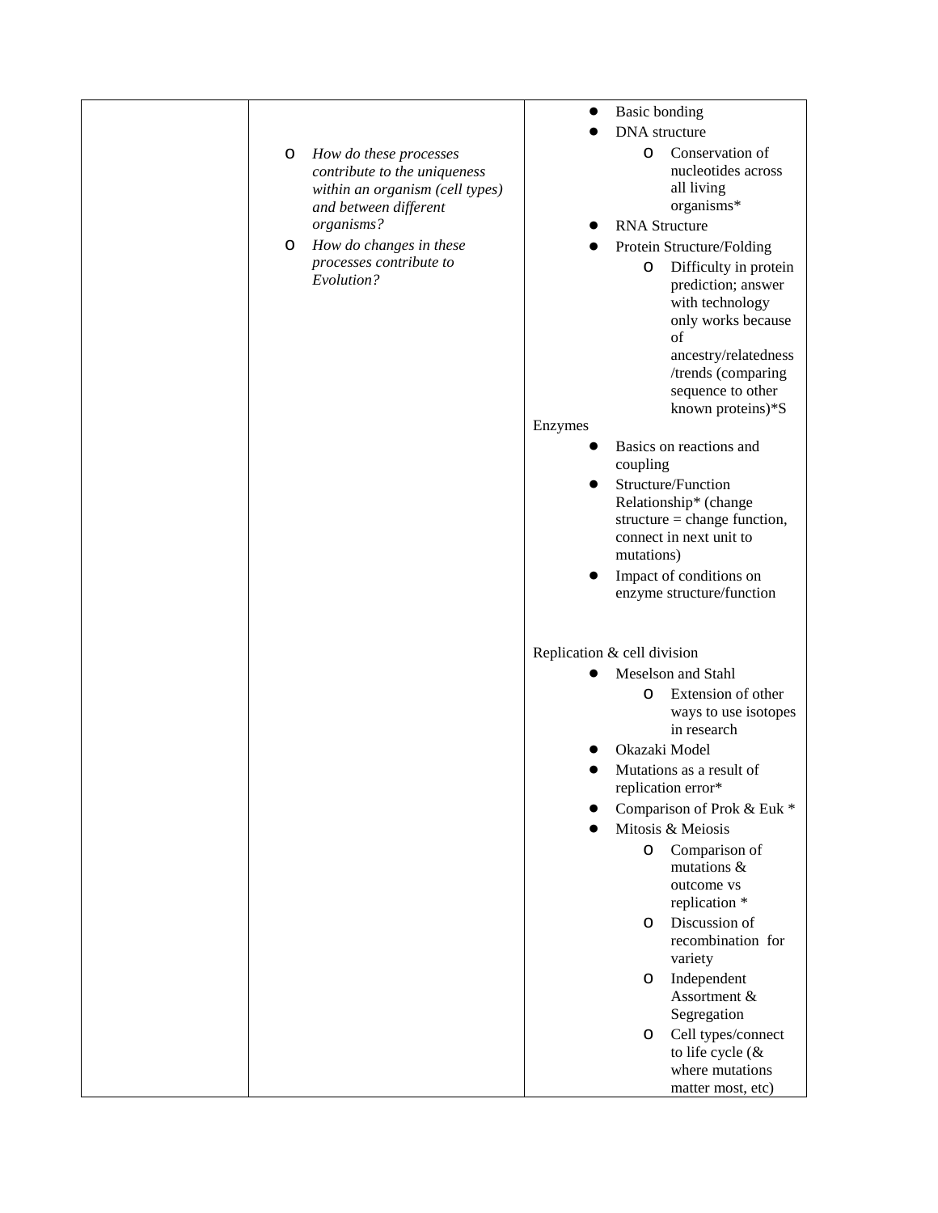| | | |
|---|---|---|
| | - *How do these processes contribute to the uniqueness within an organism (cell types) and between different organisms?*<br>- *How do changes in these processes contribute to Evolution?* | - Basic bonding<br>- DNA structure<br>  - Conservation of nucleotides across all living organisms*<br>- RNA Structure<br>- Protein Structure/Folding<br>  - Difficulty in protein prediction; answer with technology only works because of ancestry/relatedness /trends (comparing sequence to other known proteins)*S<br><br>Enzymes<br>- Basics on reactions and coupling<br>- Structure/Function Relationship* (change structure = change function, connect in next unit to mutations)<br>- Impact of conditions on enzyme structure/function<br><br>Replication & cell division<br>- Meselson and Stahl<br>  - Extension of other ways to use isotopes in research<br>- Okazaki Model<br>- Mutations as a result of replication error*<br>- Comparison of Prok & Euk *<br>- Mitosis & Meiosis<br>  - Comparison of mutations & outcome vs replication *<br>  - Discussion of recombination for variety<br>  - Independent Assortment & Segregation<br>  - Cell types/connect to life cycle (& where mutations matter most, etc) |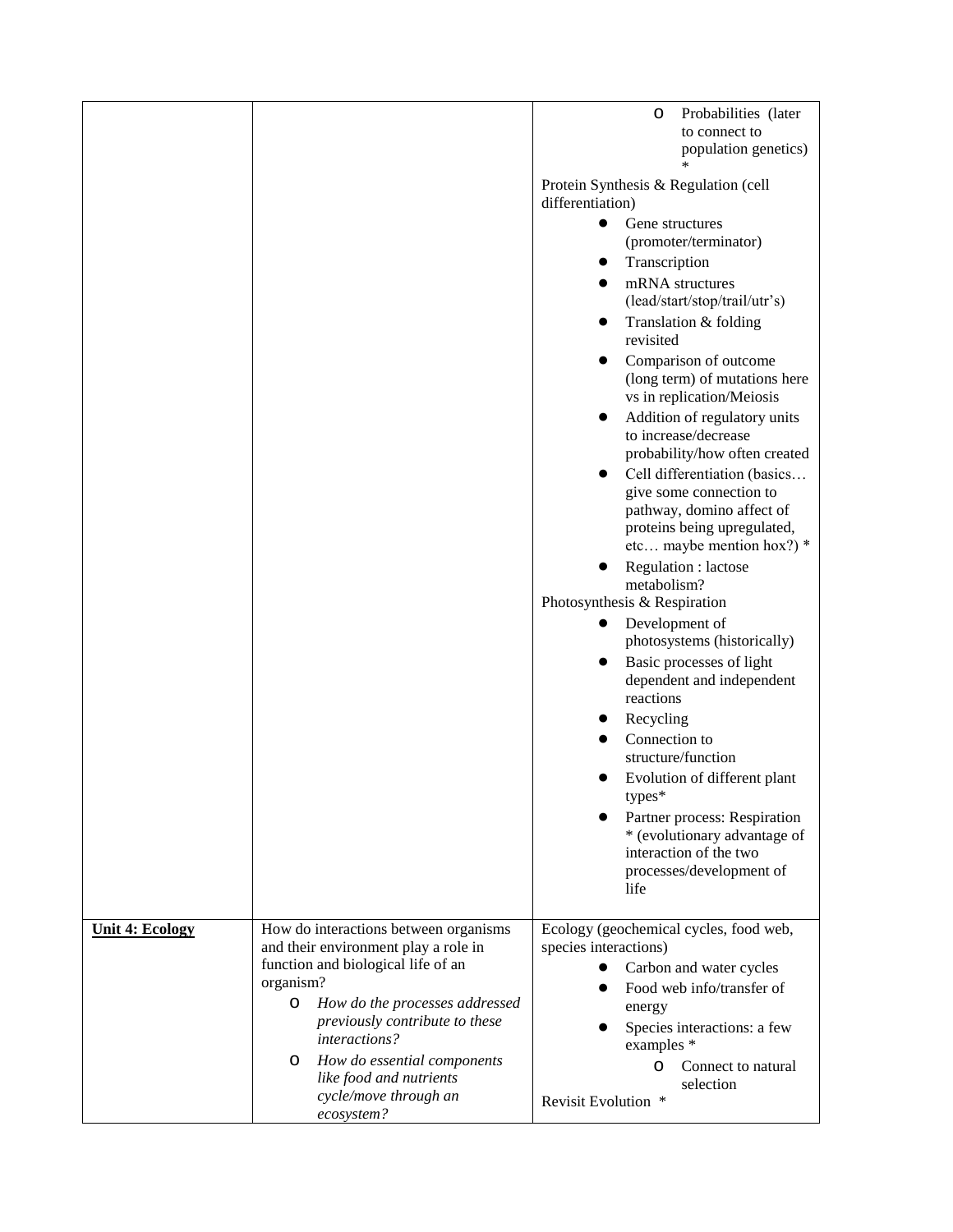| | | |
|---|---|---|
| | | <ul><li>Probabilities (later to connect to population genetics) *</li></ul>Protein Synthesis & Regulation (cell differentiation)<ul><li>Gene structures (promoter/terminator)</li><li>Transcription</li><li>mRNA structures (lead/start/stop/trail/utr's)</li><li>Translation & folding revisited</li><li>Comparison of outcome (long term) of mutations here vs in replication/Meiosis</li><li>Addition of regulatory units to increase/decrease probability/how often created</li><li>Cell differentiation (basics… give some connection to pathway, domino affect of proteins being upregulated, etc… maybe mention hox?) *</li><li>Regulation : lactose metabolism?</li></ul>Photosynthesis & Respiration<ul><li>Development of photosystems (historically)</li><li>Basic processes of light dependent and independent reactions</li><li>Recycling</li><li>Connection to structure/function</li><li>Evolution of different plant types*</li><li>Partner process: Respiration * (evolutionary advantage of interaction of the two processes/development of life</li></ul> |
| **Unit 4: Ecology** | How do interactions between organisms and their environment play a role in function and biological life of an organism?<ul><li>*How do the processes addressed previously contribute to these interactions?*</li><li>*How do essential components like food and nutrients cycle/move through an ecosystem?*</li></ul> | Ecology (geochemical cycles, food web, species interactions)<ul><li>Carbon and water cycles</li><li>Food web info/transfer of energy</li><li>Species interactions: a few examples *<ul><li>Connect to natural selection</li></ul></li></ul>Revisit Evolution * |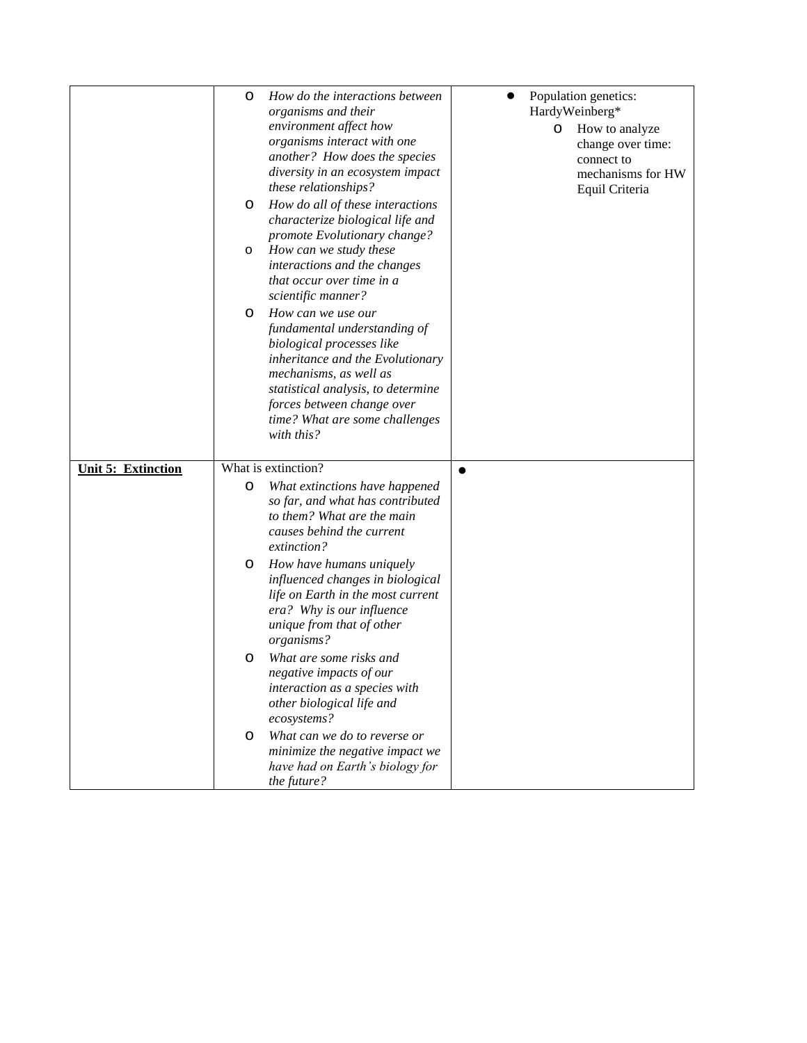| | | |
|---|---|---|
| | o *How do the interactions between organisms and their environment affect how organisms interact with one another? How does the species diversity in an ecosystem impact these relationships?*<br>o *How do all of these interactions characterize biological life and promote Evolutionary change?*<br>o *How can we study these interactions and the changes that occur over time in a scientific manner?*<br>o *How can we use our fundamental understanding of biological processes like inheritance and the Evolutionary mechanisms, as well as statistical analysis, to determine forces between change over time? What are some challenges with this?* | • Population genetics: HardyWeinberg*<br>  o How to analyze change over time: connect to mechanisms for HW Equil Criteria |
| **Unit 5: Extinction** | What is extinction?<br>o *What extinctions have happened so far, and what has contributed to them? What are the main causes behind the current extinction?*<br>o *How have humans uniquely influenced changes in biological life on Earth in the most current era? Why is our influence unique from that of other organisms?*<br>o *What are some risks and negative impacts of our interaction as a species with other biological life and ecosystems?*<br>o *What can we do to reverse or minimize the negative impact we have had on Earth's biology for the future?* | • |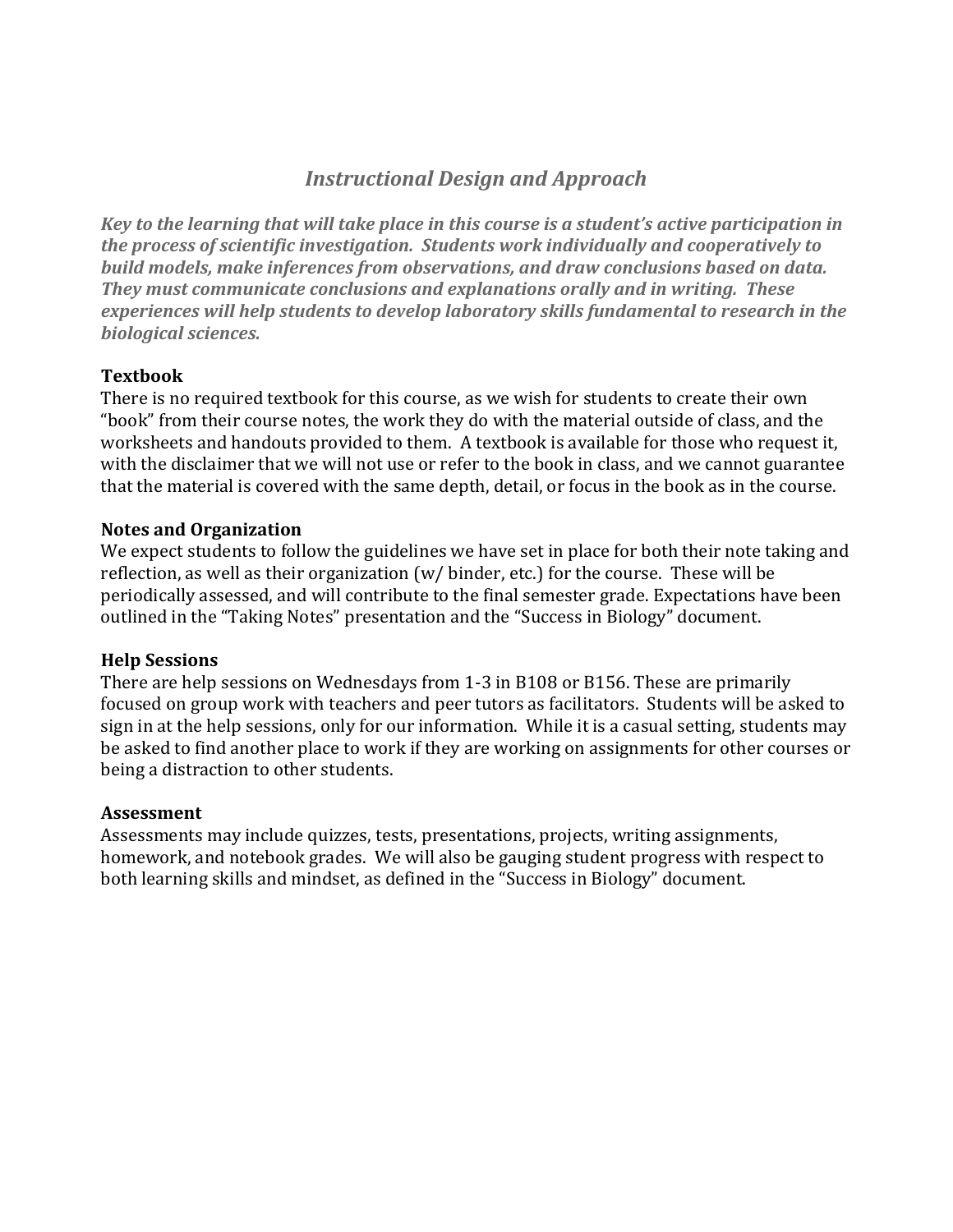## *Instructional Design and Approach*

***Key to the learning that will take place in this course is a student's active participation in the process of scientific investigation. Students work individually and cooperatively to build models, make inferences from observations, and draw conclusions based on data. They must communicate conclusions and explanations orally and in writing. These experiences will help students to develop laboratory skills fundamental to research in the biological sciences.***

**Textbook**

There is no required textbook for this course, as we wish for students to create their own "book" from their course notes, the work they do with the material outside of class, and the worksheets and handouts provided to them. A textbook is available for those who request it, with the disclaimer that we will not use or refer to the book in class, and we cannot guarantee that the material is covered with the same depth, detail, or focus in the book as in the course.

**Notes and Organization**

We expect students to follow the guidelines we have set in place for both their note taking and reflection, as well as their organization (w/ binder, etc.) for the course. These will be periodically assessed, and will contribute to the final semester grade. Expectations have been outlined in the "Taking Notes" presentation and the "Success in Biology" document.

**Help Sessions**

There are help sessions on Wednesdays from 1-3 in B108 or B156. These are primarily focused on group work with teachers and peer tutors as facilitators. Students will be asked to sign in at the help sessions, only for our information. While it is a casual setting, students may be asked to find another place to work if they are working on assignments for other courses or being a distraction to other students.

**Assessment**

Assessments may include quizzes, tests, presentations, projects, writing assignments, homework, and notebook grades. We will also be gauging student progress with respect to both learning skills and mindset, as defined in the "Success in Biology" document.